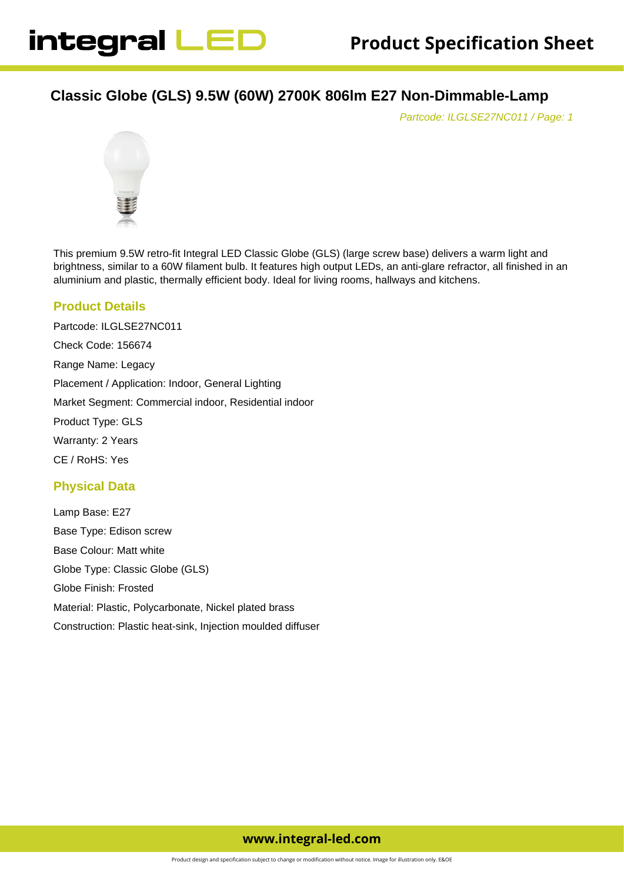# Classic Globe (GLS) 9.5W (60W) 2700K 806lm E27 Non-Dimmable-Lamp

*Partcode: ILGLSE27NC011*

This premium 9.5W retro-fit Integral LED Classic Globe (GLS) (large screw base) delivers a warm light and brightness, similar to a 60W filament bulb. It features high output LEDs, an anti-glare refractor, all finished in an aluminium and plastic, thermally efficient body. Ideal for living rooms, hallways and kitchens.

## Product Details

Partcode: ILGLSE27NC011

Check Code: 156674

Range Name: Legacy

Placement / Application: Indoor, General Lighting

Market Segment: Commercial indoor, Residential indoor

Product Type: GLS

Warranty: 2 Years

CE / RoHS: Yes

## Physical Data

Lamp Base: E27

Base Type: Edison screw

Base Colour: Matt white

Globe Type: Classic Globe (GLS)

Globe Finish: Frosted

Material: Plastic, Polycarbonate, Nickel plated brass

Construction: Plastic heat-sink, Injection moulded diffuser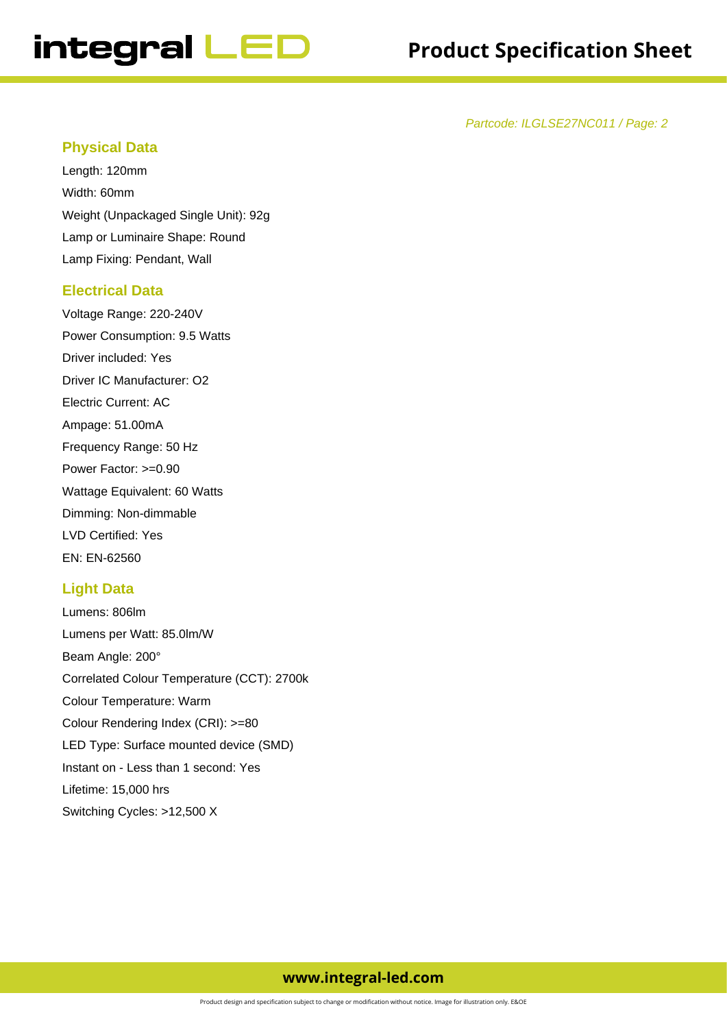*Partcode: ILGLSE27NC011 / Page: 2*

## Physical Data

Length: 120mm

Width: 60mm

Weight (Unpackaged Single Unit): 92g

Lamp or Luminaire Shape: Round

Lamp Fixing: Pendant, Wall

## Electrical Data

Voltage Range: 220-240V

Power Consumption: 9.5 Watts

Driver included: Yes

Driver IC Manufacturer: O2

Electric Current: AC

Ampage: 51.00mA

Frequency Range: 50 Hz

Power Factor: >=0.90

Wattage Equivalent: 60 Watts

Dimming: Non-dimmable

LVD Certified: Yes

EN: EN-62560

## Light Data

Lumens: 806lm

Lumens per Watt: 85.0lm/W

Beam Angle: 200°

Correlated Colour Temperature (CCT): 2700k

Colour Temperature: Warm

Colour Rendering Index (CRI): >=80

LED Type: Surface mounted device (SMD)

Instant on - Less than 1 second: Yes

Lifetime: 15,000 hrs

Switching Cycles: >12,500 X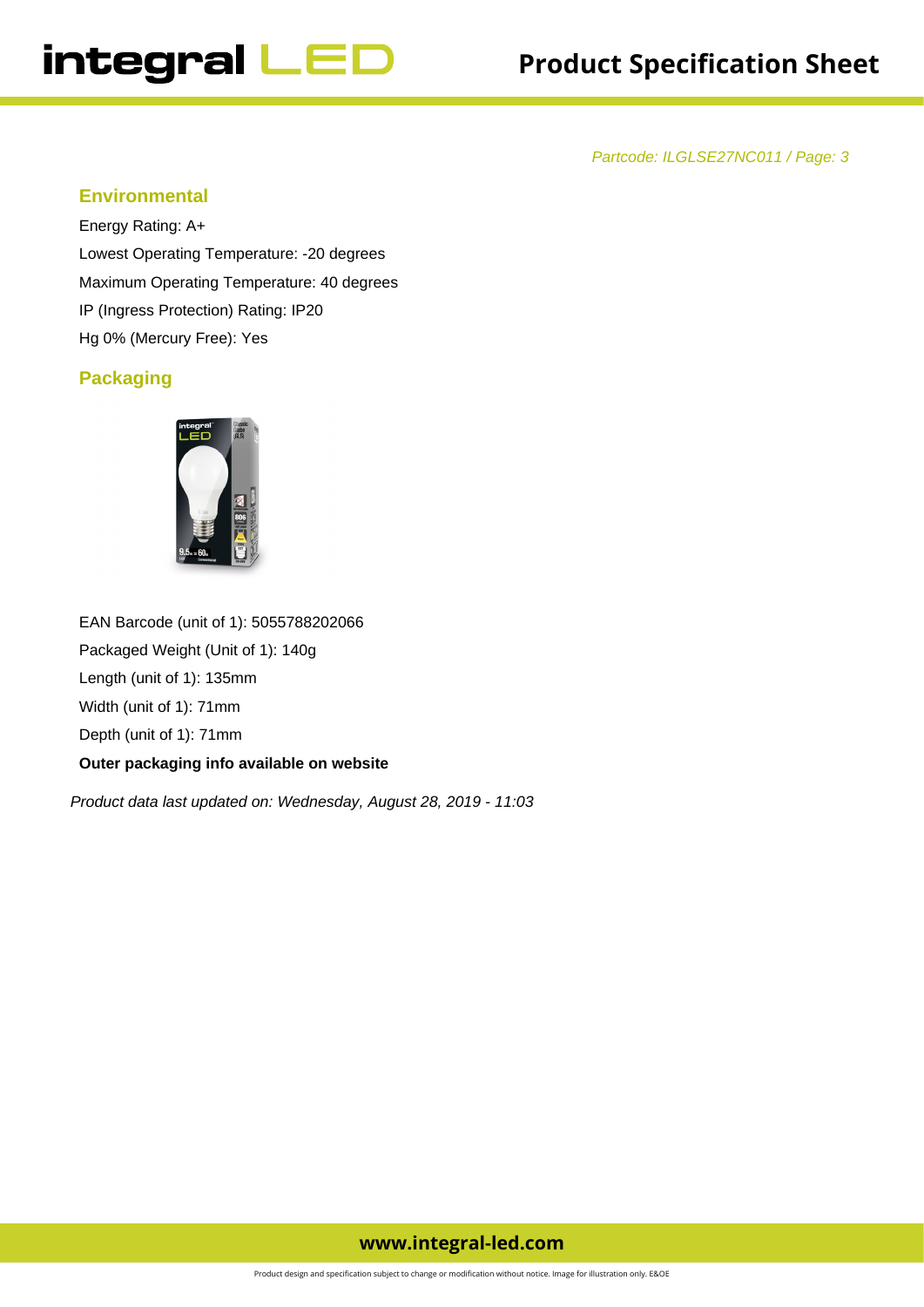*Partcode: ILGLSE27NC011 / Page: 3*

## Environmental

Energy Rating: A+

Lowest Operating Temperature: -20 degrees

Maximum Operating Temperature: 40 degrees

IP (Ingress Protection) Rating: IP20

Hg 0% (Mercury Free): Yes

## Packaging

EAN Barcode (unit of 1): 5055788202066

Packaged Weight (Unit of 1): 140g

Length (unit of 1): 135mm

Width (unit of 1): 71mm

Depth (unit of 1): 71mm

**Outer packaging info available on website**

*Product data last updated on: Wednesday, August 28, 2019 - 11:03*